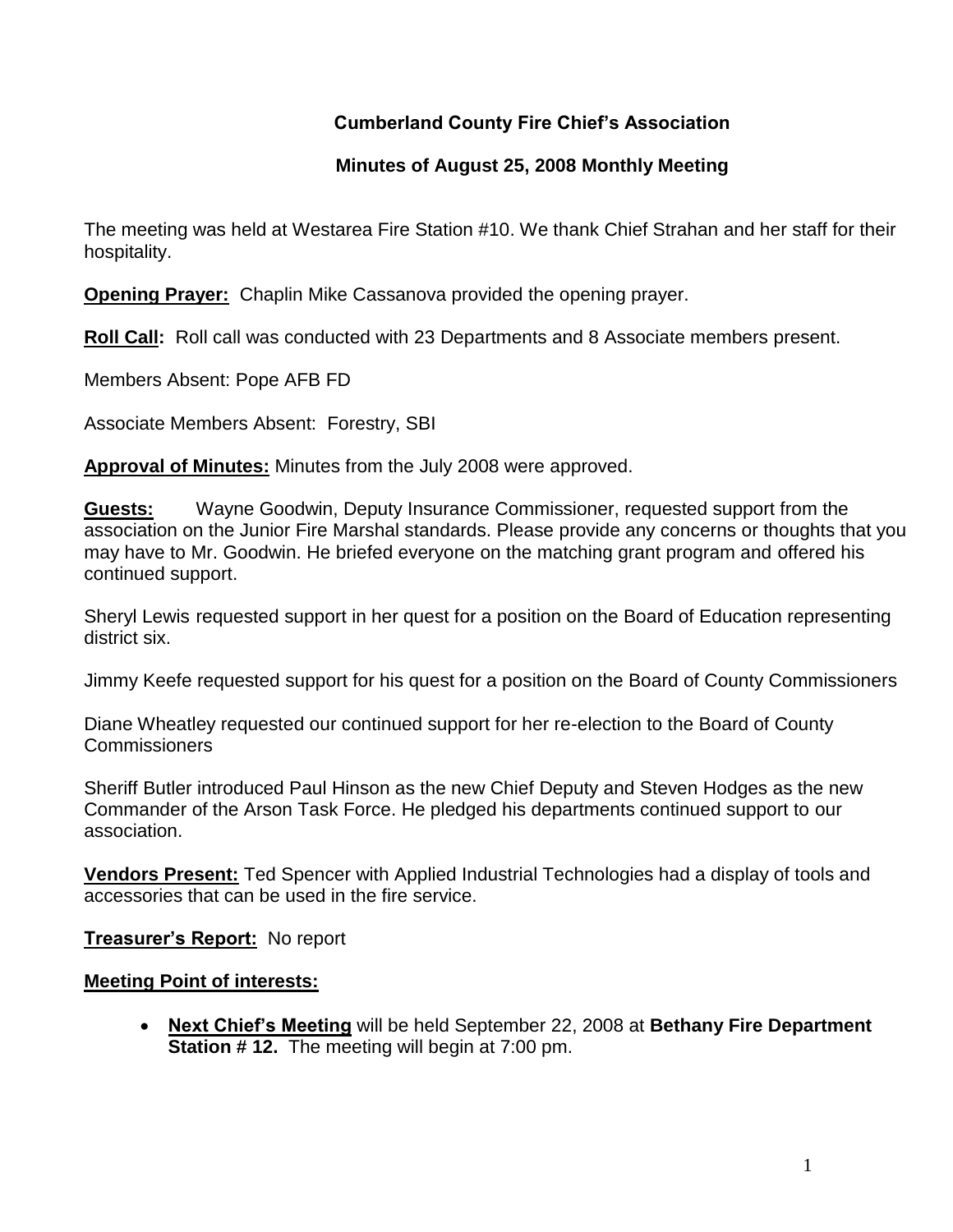# Cumberland County Fire Chief's Association

## Minutes of August 25, 2008 Monthly Meeting

The meeting was held at Westarea Fire Station #10. We thank Chief Strahan and her staff for their hospitality.

**Opening Prayer:** Chaplin Mike Cassanova provided the opening prayer.

**Roll Call:** Roll call was conducted with 23 Departments and 8 Associate members present.

Members Absent: Pope AFB FD

Associate Members Absent: Forestry, SBI

**Approval of Minutes:** Minutes from the July 2008 were approved.

**Guests:** Wayne Goodwin, Deputy Insurance Commissioner, requested support from the association on the Junior Fire Marshal standards. Please provide any concerns or thoughts that you may have to Mr. Goodwin. He briefed everyone on the matching grant program and offered his continued support.

Sheryl Lewis requested support in her quest for a position on the Board of Education representing district six.

Jimmy Keefe requested support for his quest for a position on the Board of County Commissioners

Diane Wheatley requested our continued support for her re-election to the Board of County Commissioners

Sheriff Butler introduced Paul Hinson as the new Chief Deputy and Steven Hodges as the new Commander of the Arson Task Force. He pledged his departments continued support to our association.

**Vendors Present:** Ted Spencer with Applied Industrial Technologies had a display of tools and accessories that can be used in the fire service.

**Treasurer's Report:** No report

**Meeting Point of interests:**

- **Next Chief's Meeting** will be held September 22, 2008 at **Bethany Fire Department Station # 12.** The meeting will begin at 7:00 pm.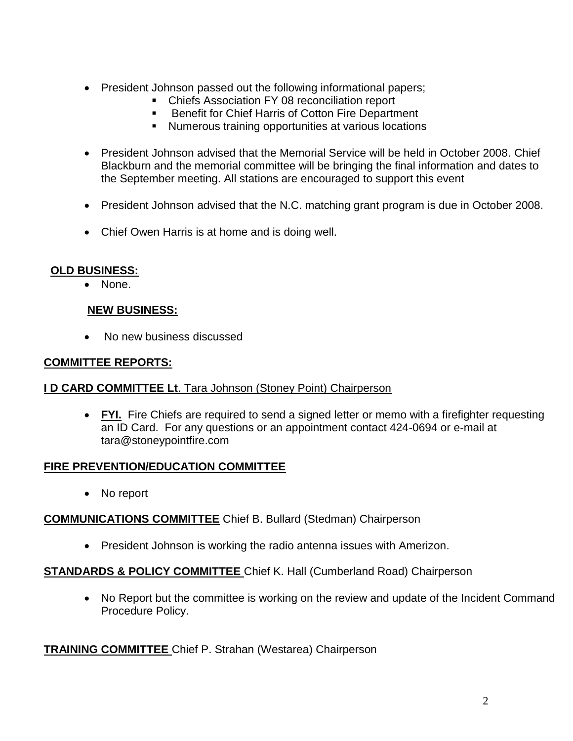- President Johnson passed out the following informational papers;
  - Chiefs Association FY 08 reconciliation report
  - Benefit for Chief Harris of Cotton Fire Department
  - Numerous training opportunities at various locations

- President Johnson advised that the Memorial Service will be held in October 2008. Chief Blackburn and the memorial committee will be bringing the final information and dates to the September meeting. All stations are encouraged to support this event

- President Johnson advised that the N.C. matching grant program is due in October 2008.

- Chief Owen Harris is at home and is doing well.

**OLD BUSINESS:**

- None.

**NEW BUSINESS:**

- No new business discussed

**COMMITTEE REPORTS:**

**I D CARD COMMITTEE Lt**. Tara Johnson (Stoney Point) Chairperson

- **FYI.** Fire Chiefs are required to send a signed letter or memo with a firefighter requesting an ID Card. For any questions or an appointment contact 424-0694 or e-mail at tara@stoneypointfire.com

**FIRE PREVENTION/EDUCATION COMMITTEE**

- No report

**COMMUNICATIONS COMMITTEE** Chief B. Bullard (Stedman) Chairperson

- President Johnson is working the radio antenna issues with Amerizon.

**STANDARDS & POLICY COMMITTEE** Chief K. Hall (Cumberland Road) Chairperson

- No Report but the committee is working on the review and update of the Incident Command Procedure Policy.

**TRAINING COMMITTEE** Chief P. Strahan (Westarea) Chairperson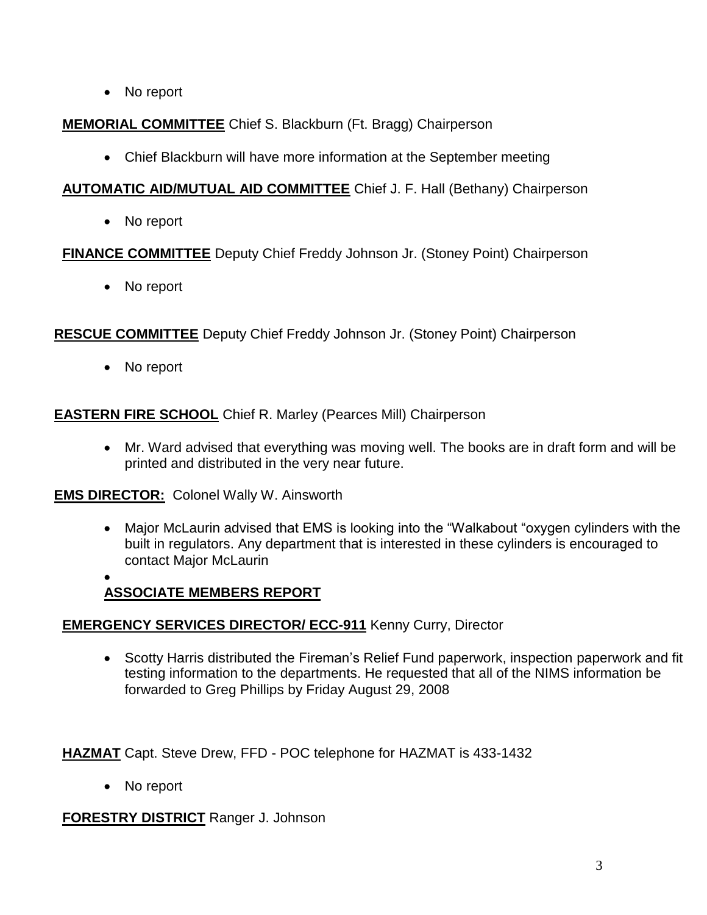- No report

**MEMORIAL COMMITTEE** Chief S. Blackburn (Ft. Bragg) Chairperson

- Chief Blackburn will have more information at the September meeting

**AUTOMATIC AID/MUTUAL AID COMMITTEE** Chief J. F. Hall (Bethany) Chairperson

- No report

**FINANCE COMMITTEE** Deputy Chief Freddy Johnson Jr. (Stoney Point) Chairperson

- No report

**RESCUE COMMITTEE** Deputy Chief Freddy Johnson Jr. (Stoney Point) Chairperson

- No report

**EASTERN FIRE SCHOOL** Chief R. Marley (Pearces Mill) Chairperson

- Mr. Ward advised that everything was moving well. The books are in draft form and will be printed and distributed in the very near future.

**EMS DIRECTOR:** Colonel Wally W. Ainsworth

- Major McLaurin advised that EMS is looking into the "Walkabout "oxygen cylinders with the built in regulators. Any department that is interested in these cylinders is encouraged to contact Major McLaurin

## ASSOCIATE MEMBERS REPORT

**EMERGENCY SERVICES DIRECTOR/ ECC-911** Kenny Curry, Director

- Scotty Harris distributed the Fireman's Relief Fund paperwork, inspection paperwork and fit testing information to the departments. He requested that all of the NIMS information be forwarded to Greg Phillips by Friday August 29, 2008

**HAZMAT** Capt. Steve Drew, FFD - POC telephone for HAZMAT is 433-1432

- No report

**FORESTRY DISTRICT** Ranger J. Johnson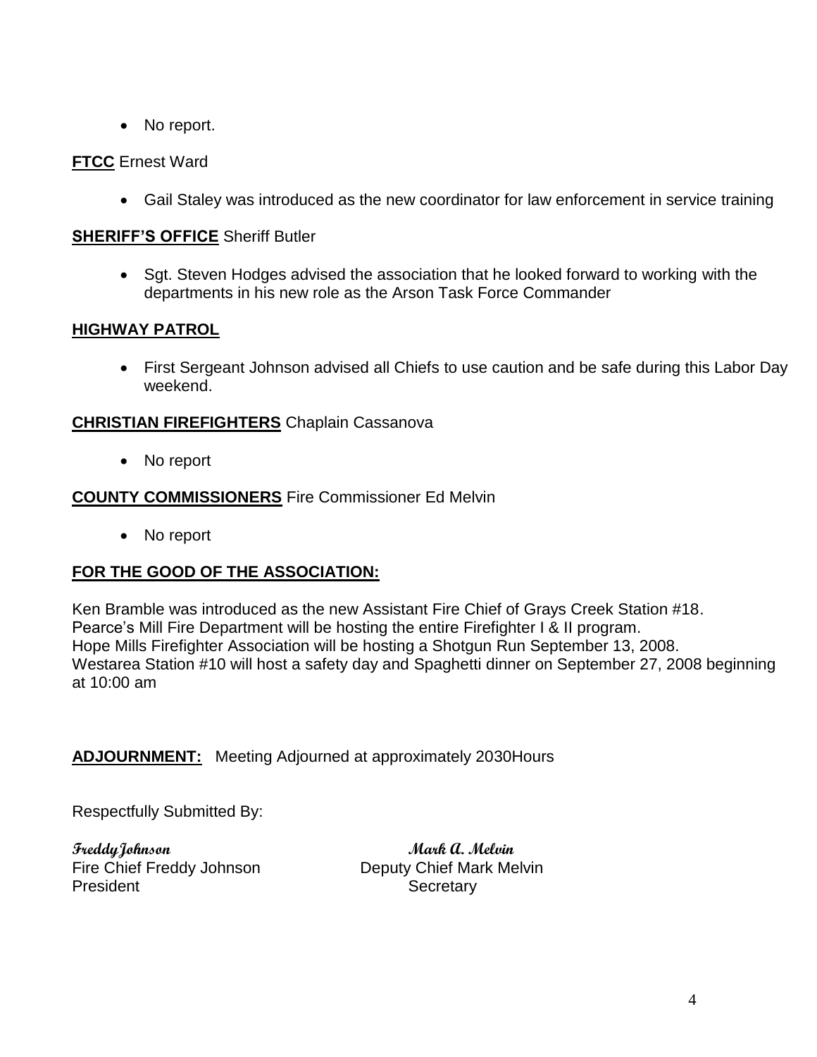- No report.

**FTCC** Ernest Ward

- Gail Staley was introduced as the new coordinator for law enforcement in service training

**SHERIFF'S OFFICE** Sheriff Butler

- Sgt. Steven Hodges advised the association that he looked forward to working with the departments in his new role as the Arson Task Force Commander

**HIGHWAY PATROL**

- First Sergeant Johnson advised all Chiefs to use caution and be safe during this Labor Day weekend.

**CHRISTIAN FIREFIGHTERS** Chaplain Cassanova

- No report

**COUNTY COMMISSIONERS** Fire Commissioner Ed Melvin

- No report

**FOR THE GOOD OF THE ASSOCIATION:**

Ken Bramble was introduced as the new Assistant Fire Chief of Grays Creek Station #18.
Pearce's Mill Fire Department will be hosting the entire Firefighter I & II program.
Hope Mills Firefighter Association will be hosting a Shotgun Run September 13, 2008.
Westarea Station #10 will host a safety day and Spaghetti dinner on September 27, 2008 beginning at 10:00 am

**ADJOURNMENT:** Meeting Adjourned at approximately 2030Hours

Respectfully Submitted By:

*Freddy Johnson* — Fire Chief Freddy Johnson, President

*Mark A. Melvin* — Deputy Chief Mark Melvin, Secretary